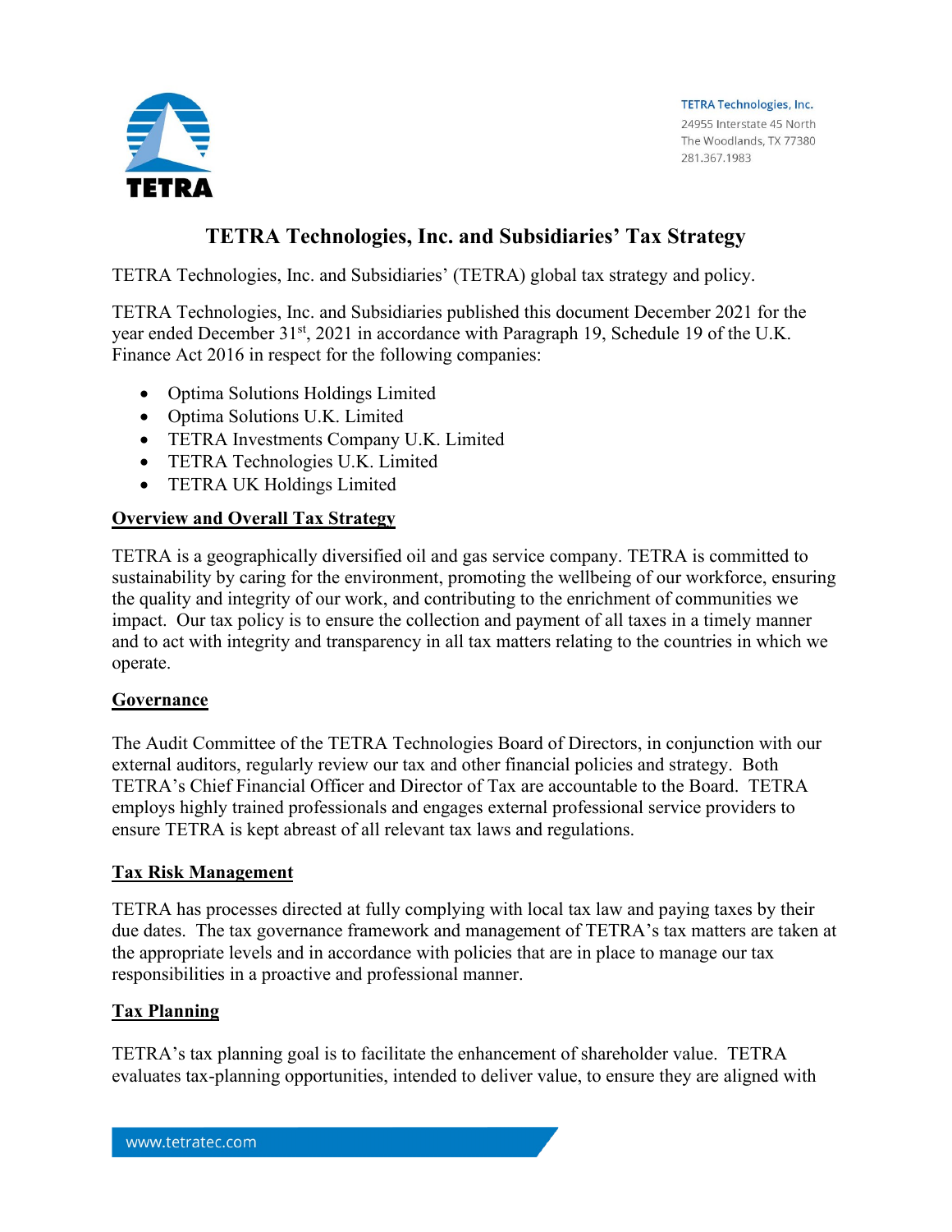TETRA Technologies, Inc.
24955 Interstate 45 North
The Woodlands, TX 77380
281.367.1983

# TETRA Technologies, Inc. and Subsidiaries' Tax Strategy

TETRA Technologies, Inc. and Subsidiaries' (TETRA) global tax strategy and policy.

TETRA Technologies, Inc. and Subsidiaries published this document December 2021 for the year ended December 31st, 2021 in accordance with Paragraph 19, Schedule 19 of the U.K. Finance Act 2016 in respect for the following companies:

- Optima Solutions Holdings Limited
- Optima Solutions U.K. Limited
- TETRA Investments Company U.K. Limited
- TETRA Technologies U.K. Limited
- TETRA UK Holdings Limited

## Overview and Overall Tax Strategy

TETRA is a geographically diversified oil and gas service company. TETRA is committed to sustainability by caring for the environment, promoting the wellbeing of our workforce, ensuring the quality and integrity of our work, and contributing to the enrichment of communities we impact. Our tax policy is to ensure the collection and payment of all taxes in a timely manner and to act with integrity and transparency in all tax matters relating to the countries in which we operate.

## Governance

The Audit Committee of the TETRA Technologies Board of Directors, in conjunction with our external auditors, regularly review our tax and other financial policies and strategy. Both TETRA's Chief Financial Officer and Director of Tax are accountable to the Board. TETRA employs highly trained professionals and engages external professional service providers to ensure TETRA is kept abreast of all relevant tax laws and regulations.

## Tax Risk Management

TETRA has processes directed at fully complying with local tax law and paying taxes by their due dates. The tax governance framework and management of TETRA's tax matters are taken at the appropriate levels and in accordance with policies that are in place to manage our tax responsibilities in a proactive and professional manner.

## Tax Planning

TETRA's tax planning goal is to facilitate the enhancement of shareholder value. TETRA evaluates tax-planning opportunities, intended to deliver value, to ensure they are aligned with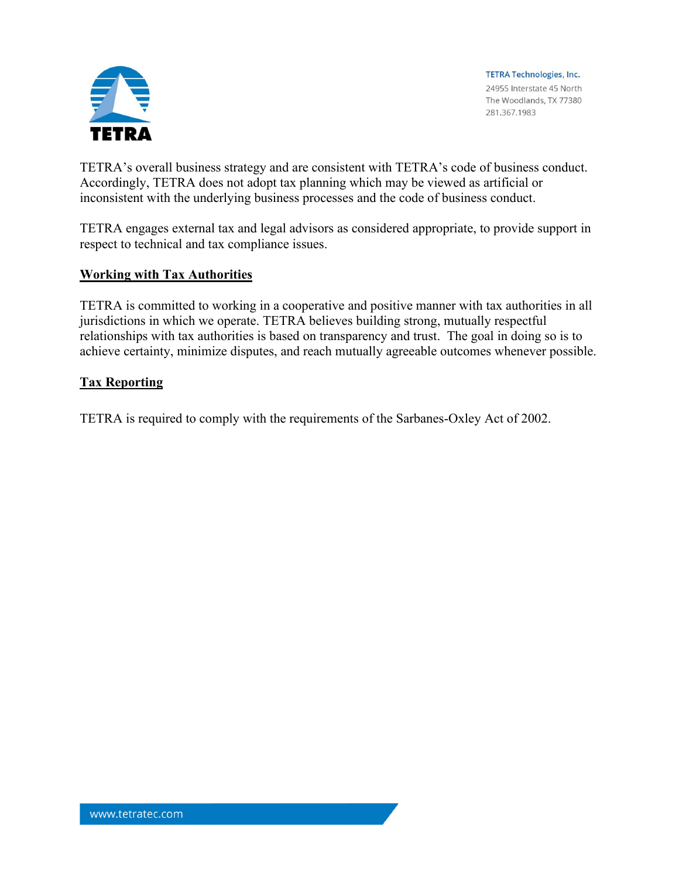TETRA's overall business strategy and are consistent with TETRA's code of business conduct. Accordingly, TETRA does not adopt tax planning which may be viewed as artificial or inconsistent with the underlying business processes and the code of business conduct.

TETRA engages external tax and legal advisors as considered appropriate, to provide support in respect to technical and tax compliance issues.

## Working with Tax Authorities

TETRA is committed to working in a cooperative and positive manner with tax authorities in all jurisdictions in which we operate. TETRA believes building strong, mutually respectful relationships with tax authorities is based on transparency and trust. The goal in doing so is to achieve certainty, minimize disputes, and reach mutually agreeable outcomes whenever possible.

## Tax Reporting

TETRA is required to comply with the requirements of the Sarbanes-Oxley Act of 2002.